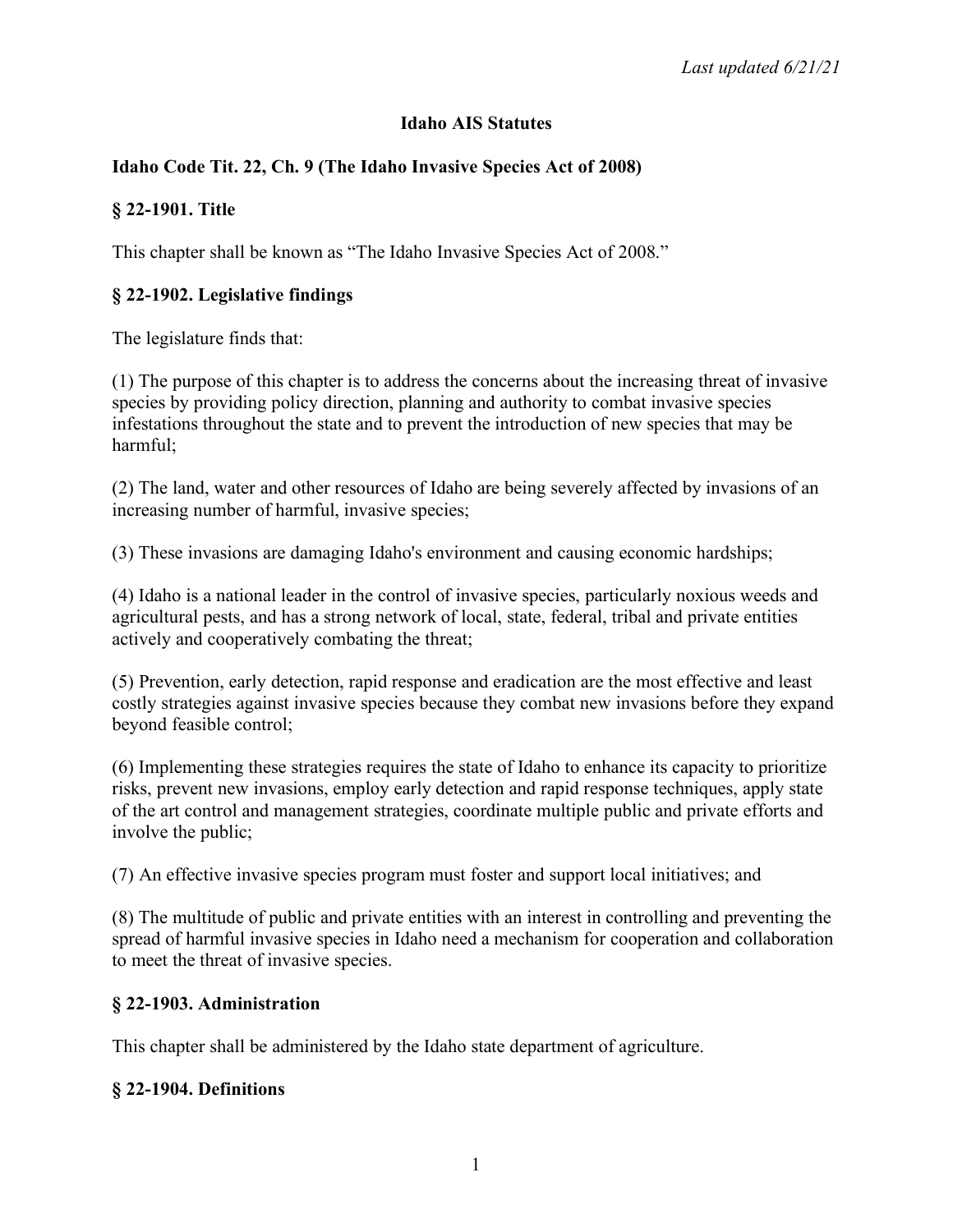*Last updated 6/21/21*

# Idaho AIS Statutes

## Idaho Code Tit. 22, Ch. 9 (The Idaho Invasive Species Act of 2008)

### § 22-1901. Title

This chapter shall be known as "The Idaho Invasive Species Act of 2008."

### § 22-1902. Legislative findings

The legislature finds that:

(1) The purpose of this chapter is to address the concerns about the increasing threat of invasive species by providing policy direction, planning and authority to combat invasive species infestations throughout the state and to prevent the introduction of new species that may be harmful;

(2) The land, water and other resources of Idaho are being severely affected by invasions of an increasing number of harmful, invasive species;

(3) These invasions are damaging Idaho's environment and causing economic hardships;

(4) Idaho is a national leader in the control of invasive species, particularly noxious weeds and agricultural pests, and has a strong network of local, state, federal, tribal and private entities actively and cooperatively combating the threat;

(5) Prevention, early detection, rapid response and eradication are the most effective and least costly strategies against invasive species because they combat new invasions before they expand beyond feasible control;

(6) Implementing these strategies requires the state of Idaho to enhance its capacity to prioritize risks, prevent new invasions, employ early detection and rapid response techniques, apply state of the art control and management strategies, coordinate multiple public and private efforts and involve the public;

(7) An effective invasive species program must foster and support local initiatives; and

(8) The multitude of public and private entities with an interest in controlling and preventing the spread of harmful invasive species in Idaho need a mechanism for cooperation and collaboration to meet the threat of invasive species.

### § 22-1903. Administration

This chapter shall be administered by the Idaho state department of agriculture.

### § 22-1904. Definitions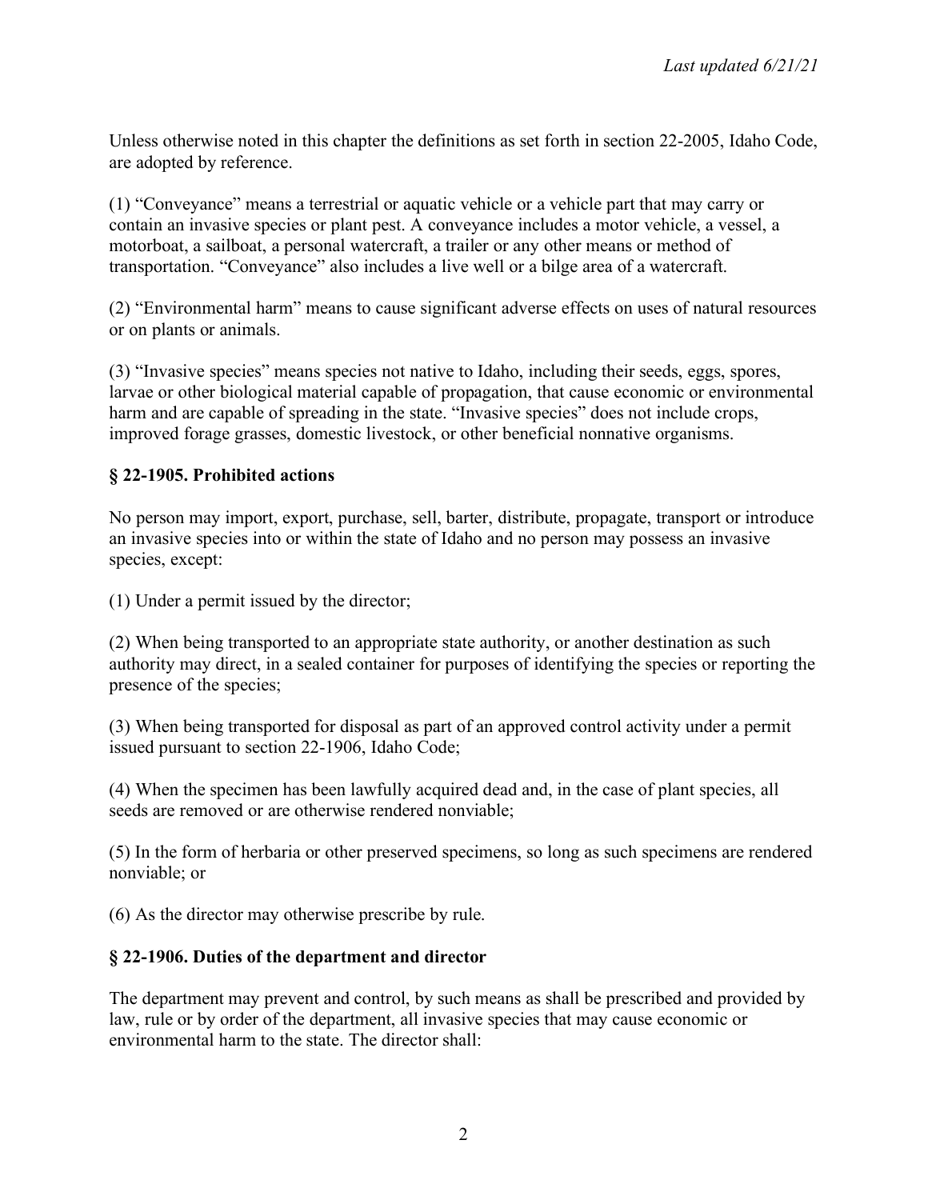Unless otherwise noted in this chapter the definitions as set forth in section 22-2005, Idaho Code, are adopted by reference.

(1) "Conveyance" means a terrestrial or aquatic vehicle or a vehicle part that may carry or contain an invasive species or plant pest. A conveyance includes a motor vehicle, a vessel, a motorboat, a sailboat, a personal watercraft, a trailer or any other means or method of transportation. "Conveyance" also includes a live well or a bilge area of a watercraft.

(2) "Environmental harm" means to cause significant adverse effects on uses of natural resources or on plants or animals.

(3) "Invasive species" means species not native to Idaho, including their seeds, eggs, spores, larvae or other biological material capable of propagation, that cause economic or environmental harm and are capable of spreading in the state. "Invasive species" does not include crops, improved forage grasses, domestic livestock, or other beneficial nonnative organisms.

### § 22-1905. Prohibited actions

No person may import, export, purchase, sell, barter, distribute, propagate, transport or introduce an invasive species into or within the state of Idaho and no person may possess an invasive species, except:

(1) Under a permit issued by the director;

(2) When being transported to an appropriate state authority, or another destination as such authority may direct, in a sealed container for purposes of identifying the species or reporting the presence of the species;

(3) When being transported for disposal as part of an approved control activity under a permit issued pursuant to section 22-1906, Idaho Code;

(4) When the specimen has been lawfully acquired dead and, in the case of plant species, all seeds are removed or are otherwise rendered nonviable;

(5) In the form of herbaria or other preserved specimens, so long as such specimens are rendered nonviable; or

(6) As the director may otherwise prescribe by rule.

### § 22-1906. Duties of the department and director

The department may prevent and control, by such means as shall be prescribed and provided by law, rule or by order of the department, all invasive species that may cause economic or environmental harm to the state. The director shall: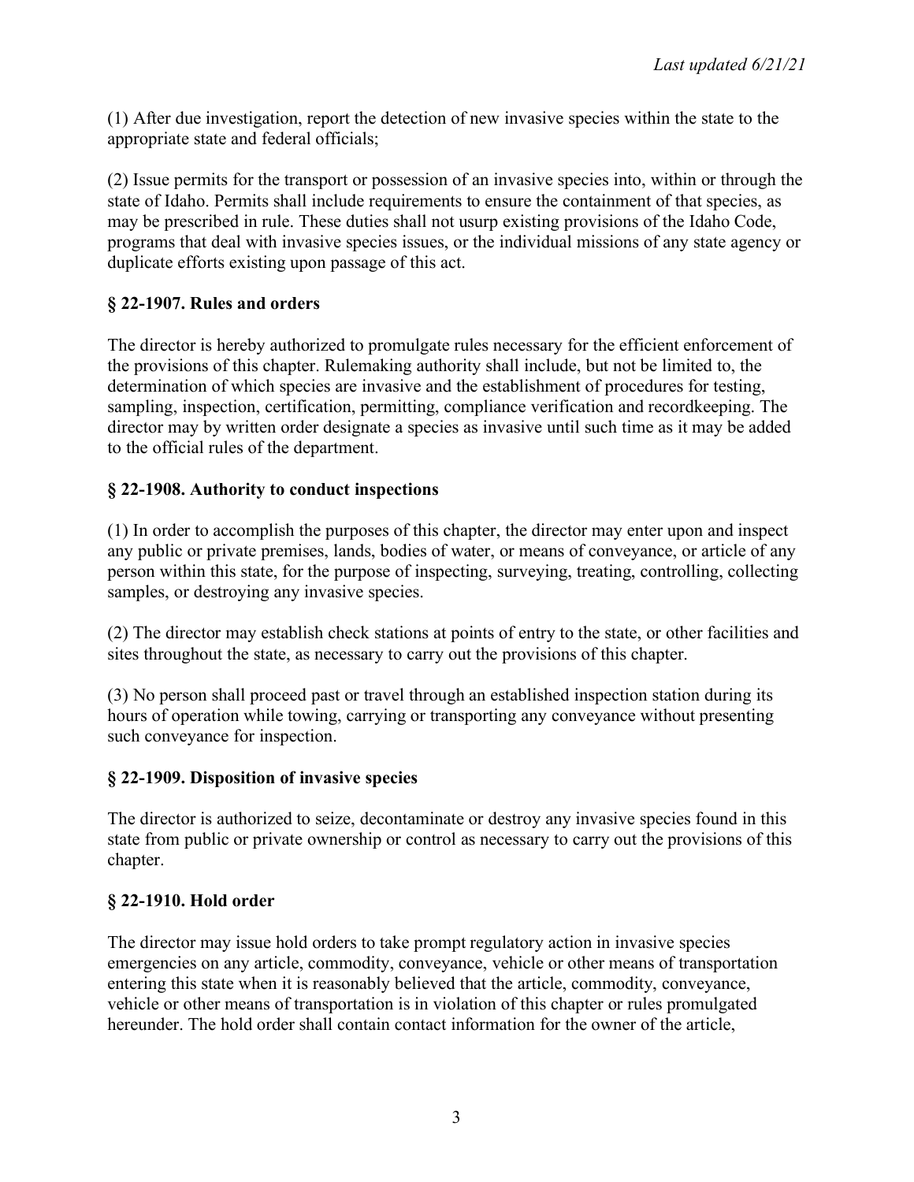(1) After due investigation, report the detection of new invasive species within the state to the appropriate state and federal officials;

(2) Issue permits for the transport or possession of an invasive species into, within or through the state of Idaho. Permits shall include requirements to ensure the containment of that species, as may be prescribed in rule. These duties shall not usurp existing provisions of the Idaho Code, programs that deal with invasive species issues, or the individual missions of any state agency or duplicate efforts existing upon passage of this act.

### § 22-1907. Rules and orders

The director is hereby authorized to promulgate rules necessary for the efficient enforcement of the provisions of this chapter. Rulemaking authority shall include, but not be limited to, the determination of which species are invasive and the establishment of procedures for testing, sampling, inspection, certification, permitting, compliance verification and recordkeeping. The director may by written order designate a species as invasive until such time as it may be added to the official rules of the department.

### § 22-1908. Authority to conduct inspections

(1) In order to accomplish the purposes of this chapter, the director may enter upon and inspect any public or private premises, lands, bodies of water, or means of conveyance, or article of any person within this state, for the purpose of inspecting, surveying, treating, controlling, collecting samples, or destroying any invasive species.

(2) The director may establish check stations at points of entry to the state, or other facilities and sites throughout the state, as necessary to carry out the provisions of this chapter.

(3) No person shall proceed past or travel through an established inspection station during its hours of operation while towing, carrying or transporting any conveyance without presenting such conveyance for inspection.

### § 22-1909. Disposition of invasive species

The director is authorized to seize, decontaminate or destroy any invasive species found in this state from public or private ownership or control as necessary to carry out the provisions of this chapter.

### § 22-1910. Hold order

The director may issue hold orders to take prompt regulatory action in invasive species emergencies on any article, commodity, conveyance, vehicle or other means of transportation entering this state when it is reasonably believed that the article, commodity, conveyance, vehicle or other means of transportation is in violation of this chapter or rules promulgated hereunder. The hold order shall contain contact information for the owner of the article,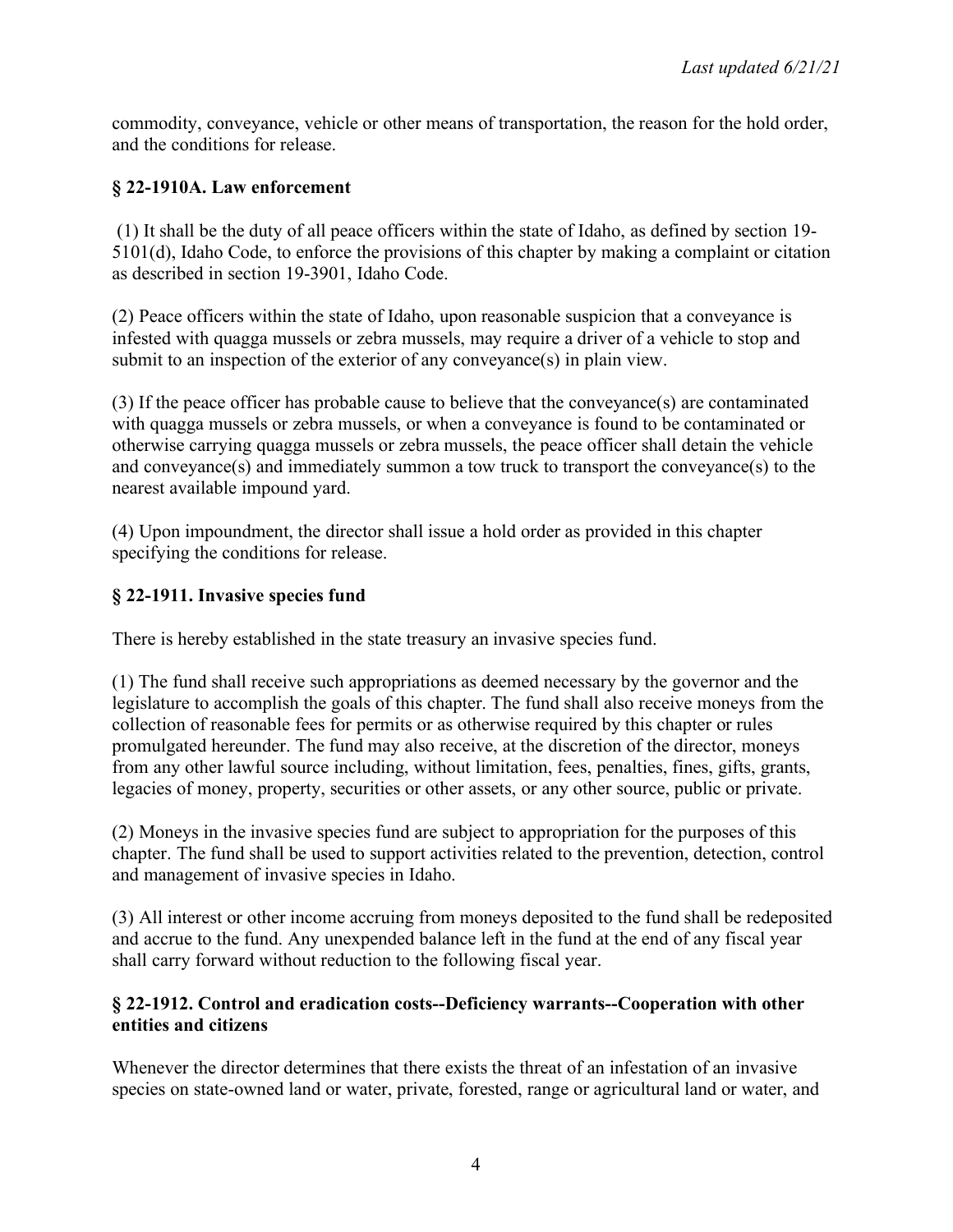commodity, conveyance, vehicle or other means of transportation, the reason for the hold order, and the conditions for release.

### § 22-1910A. Law enforcement

(1) It shall be the duty of all peace officers within the state of Idaho, as defined by section 19-5101(d), Idaho Code, to enforce the provisions of this chapter by making a complaint or citation as described in section 19-3901, Idaho Code.

(2) Peace officers within the state of Idaho, upon reasonable suspicion that a conveyance is infested with quagga mussels or zebra mussels, may require a driver of a vehicle to stop and submit to an inspection of the exterior of any conveyance(s) in plain view.

(3) If the peace officer has probable cause to believe that the conveyance(s) are contaminated with quagga mussels or zebra mussels, or when a conveyance is found to be contaminated or otherwise carrying quagga mussels or zebra mussels, the peace officer shall detain the vehicle and conveyance(s) and immediately summon a tow truck to transport the conveyance(s) to the nearest available impound yard.

(4) Upon impoundment, the director shall issue a hold order as provided in this chapter specifying the conditions for release.

### § 22-1911. Invasive species fund

There is hereby established in the state treasury an invasive species fund.

(1) The fund shall receive such appropriations as deemed necessary by the governor and the legislature to accomplish the goals of this chapter. The fund shall also receive moneys from the collection of reasonable fees for permits or as otherwise required by this chapter or rules promulgated hereunder. The fund may also receive, at the discretion of the director, moneys from any other lawful source including, without limitation, fees, penalties, fines, gifts, grants, legacies of money, property, securities or other assets, or any other source, public or private.

(2) Moneys in the invasive species fund are subject to appropriation for the purposes of this chapter. The fund shall be used to support activities related to the prevention, detection, control and management of invasive species in Idaho.

(3) All interest or other income accruing from moneys deposited to the fund shall be redeposited and accrue to the fund. Any unexpended balance left in the fund at the end of any fiscal year shall carry forward without reduction to the following fiscal year.

### § 22-1912. Control and eradication costs--Deficiency warrants--Cooperation with other entities and citizens

Whenever the director determines that there exists the threat of an infestation of an invasive species on state-owned land or water, private, forested, range or agricultural land or water, and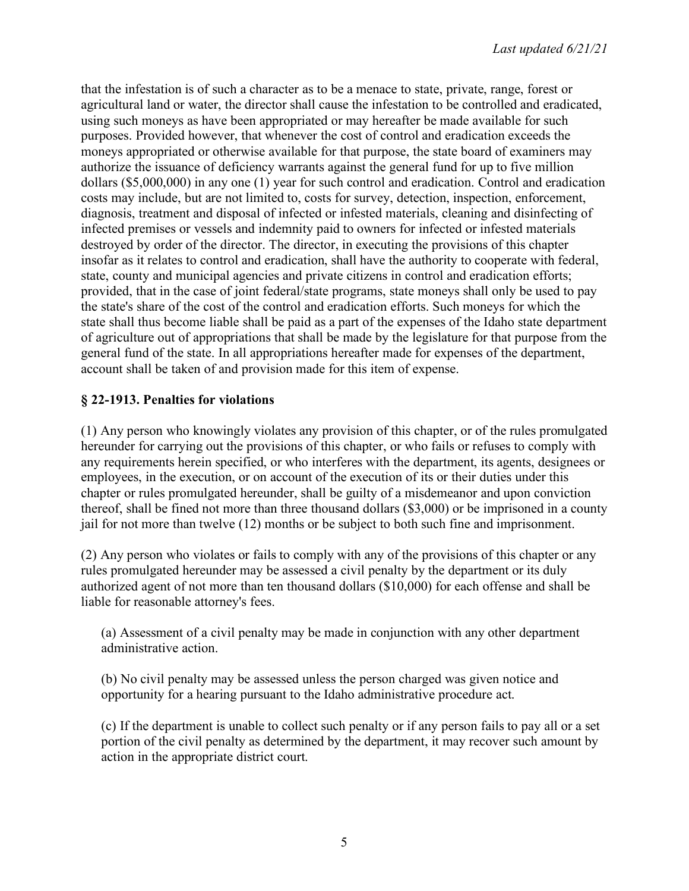that the infestation is of such a character as to be a menace to state, private, range, forest or agricultural land or water, the director shall cause the infestation to be controlled and eradicated, using such moneys as have been appropriated or may hereafter be made available for such purposes. Provided however, that whenever the cost of control and eradication exceeds the moneys appropriated or otherwise available for that purpose, the state board of examiners may authorize the issuance of deficiency warrants against the general fund for up to five million dollars ($5,000,000) in any one (1) year for such control and eradication. Control and eradication costs may include, but are not limited to, costs for survey, detection, inspection, enforcement, diagnosis, treatment and disposal of infected or infested materials, cleaning and disinfecting of infected premises or vessels and indemnity paid to owners for infected or infested materials destroyed by order of the director. The director, in executing the provisions of this chapter insofar as it relates to control and eradication, shall have the authority to cooperate with federal, state, county and municipal agencies and private citizens in control and eradication efforts; provided, that in the case of joint federal/state programs, state moneys shall only be used to pay the state's share of the cost of the control and eradication efforts. Such moneys for which the state shall thus become liable shall be paid as a part of the expenses of the Idaho state department of agriculture out of appropriations that shall be made by the legislature for that purpose from the general fund of the state. In all appropriations hereafter made for expenses of the department, account shall be taken of and provision made for this item of expense.

### § 22-1913. Penalties for violations

(1) Any person who knowingly violates any provision of this chapter, or of the rules promulgated hereunder for carrying out the provisions of this chapter, or who fails or refuses to comply with any requirements herein specified, or who interferes with the department, its agents, designees or employees, in the execution, or on account of the execution of its or their duties under this chapter or rules promulgated hereunder, shall be guilty of a misdemeanor and upon conviction thereof, shall be fined not more than three thousand dollars ($3,000) or be imprisoned in a county jail for not more than twelve (12) months or be subject to both such fine and imprisonment.

(2) Any person who violates or fails to comply with any of the provisions of this chapter or any rules promulgated hereunder may be assessed a civil penalty by the department or its duly authorized agent of not more than ten thousand dollars ($10,000) for each offense and shall be liable for reasonable attorney's fees.

(a) Assessment of a civil penalty may be made in conjunction with any other department administrative action.

(b) No civil penalty may be assessed unless the person charged was given notice and opportunity for a hearing pursuant to the Idaho administrative procedure act.

(c) If the department is unable to collect such penalty or if any person fails to pay all or a set portion of the civil penalty as determined by the department, it may recover such amount by action in the appropriate district court.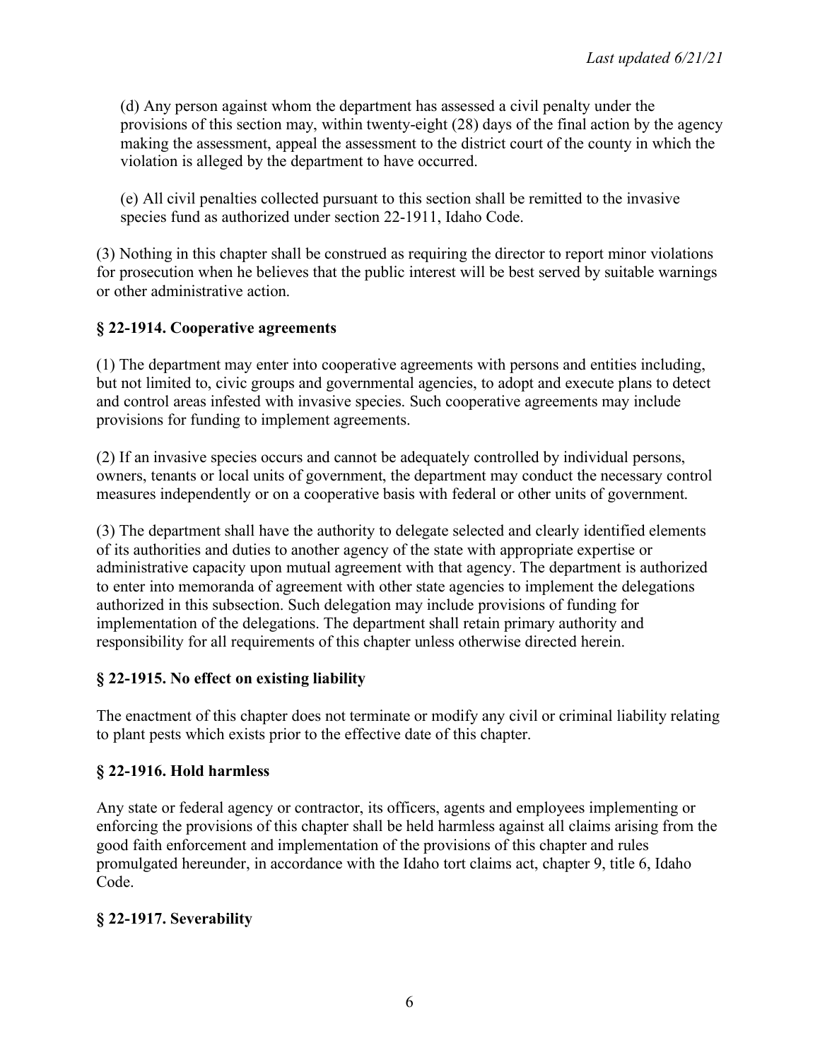(d) Any person against whom the department has assessed a civil penalty under the provisions of this section may, within twenty-eight (28) days of the final action by the agency making the assessment, appeal the assessment to the district court of the county in which the violation is alleged by the department to have occurred.

(e) All civil penalties collected pursuant to this section shall be remitted to the invasive species fund as authorized under section 22-1911, Idaho Code.

(3) Nothing in this chapter shall be construed as requiring the director to report minor violations for prosecution when he believes that the public interest will be best served by suitable warnings or other administrative action.

### § 22-1914. Cooperative agreements

(1) The department may enter into cooperative agreements with persons and entities including, but not limited to, civic groups and governmental agencies, to adopt and execute plans to detect and control areas infested with invasive species. Such cooperative agreements may include provisions for funding to implement agreements.

(2) If an invasive species occurs and cannot be adequately controlled by individual persons, owners, tenants or local units of government, the department may conduct the necessary control measures independently or on a cooperative basis with federal or other units of government.

(3) The department shall have the authority to delegate selected and clearly identified elements of its authorities and duties to another agency of the state with appropriate expertise or administrative capacity upon mutual agreement with that agency. The department is authorized to enter into memoranda of agreement with other state agencies to implement the delegations authorized in this subsection. Such delegation may include provisions of funding for implementation of the delegations. The department shall retain primary authority and responsibility for all requirements of this chapter unless otherwise directed herein.

### § 22-1915. No effect on existing liability

The enactment of this chapter does not terminate or modify any civil or criminal liability relating to plant pests which exists prior to the effective date of this chapter.

### § 22-1916. Hold harmless

Any state or federal agency or contractor, its officers, agents and employees implementing or enforcing the provisions of this chapter shall be held harmless against all claims arising from the good faith enforcement and implementation of the provisions of this chapter and rules promulgated hereunder, in accordance with the Idaho tort claims act, chapter 9, title 6, Idaho Code.

### § 22-1917. Severability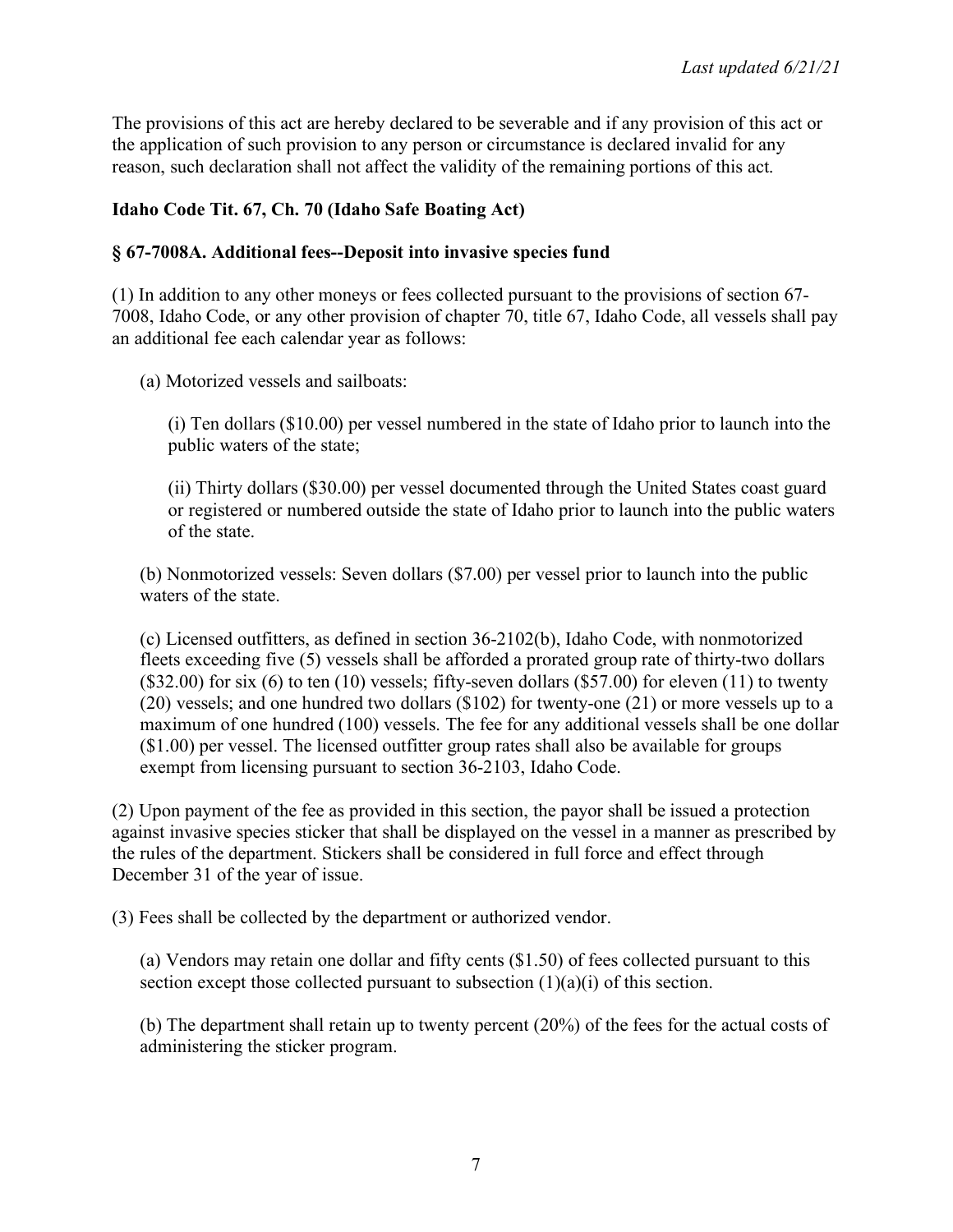The provisions of this act are hereby declared to be severable and if any provision of this act or the application of such provision to any person or circumstance is declared invalid for any reason, such declaration shall not affect the validity of the remaining portions of this act.

**Idaho Code Tit. 67, Ch. 70 (Idaho Safe Boating Act)**

**§ 67-7008A. Additional fees--Deposit into invasive species fund**

(1) In addition to any other moneys or fees collected pursuant to the provisions of section 67-7008, Idaho Code, or any other provision of chapter 70, title 67, Idaho Code, all vessels shall pay an additional fee each calendar year as follows:

> (a) Motorized vessels and sailboats:
>
> > (i) Ten dollars ($10.00) per vessel numbered in the state of Idaho prior to launch into the public waters of the state;
> >
> > (ii) Thirty dollars ($30.00) per vessel documented through the United States coast guard or registered or numbered outside the state of Idaho prior to launch into the public waters of the state.
>
> (b) Nonmotorized vessels: Seven dollars ($7.00) per vessel prior to launch into the public waters of the state.
>
> (c) Licensed outfitters, as defined in section 36-2102(b), Idaho Code, with nonmotorized fleets exceeding five (5) vessels shall be afforded a prorated group rate of thirty-two dollars ($32.00) for six (6) to ten (10) vessels; fifty-seven dollars ($57.00) for eleven (11) to twenty (20) vessels; and one hundred two dollars ($102) for twenty-one (21) or more vessels up to a maximum of one hundred (100) vessels. The fee for any additional vessels shall be one dollar ($1.00) per vessel. The licensed outfitter group rates shall also be available for groups exempt from licensing pursuant to section 36-2103, Idaho Code.

(2) Upon payment of the fee as provided in this section, the payor shall be issued a protection against invasive species sticker that shall be displayed on the vessel in a manner as prescribed by the rules of the department. Stickers shall be considered in full force and effect through December 31 of the year of issue.

(3) Fees shall be collected by the department or authorized vendor.

> (a) Vendors may retain one dollar and fifty cents ($1.50) of fees collected pursuant to this section except those collected pursuant to subsection (1)(a)(i) of this section.
>
> (b) The department shall retain up to twenty percent (20%) of the fees for the actual costs of administering the sticker program.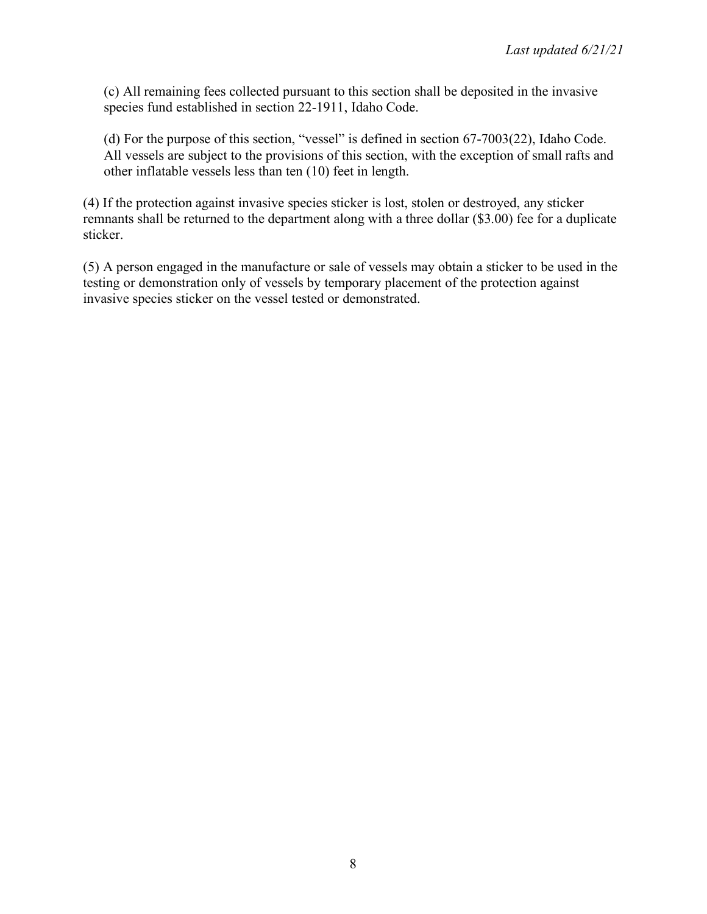(c) All remaining fees collected pursuant to this section shall be deposited in the invasive species fund established in section 22-1911, Idaho Code.

(d) For the purpose of this section, "vessel" is defined in section 67-7003(22), Idaho Code. All vessels are subject to the provisions of this section, with the exception of small rafts and other inflatable vessels less than ten (10) feet in length.

(4) If the protection against invasive species sticker is lost, stolen or destroyed, any sticker remnants shall be returned to the department along with a three dollar ($3.00) fee for a duplicate sticker.

(5) A person engaged in the manufacture or sale of vessels may obtain a sticker to be used in the testing or demonstration only of vessels by temporary placement of the protection against invasive species sticker on the vessel tested or demonstrated.